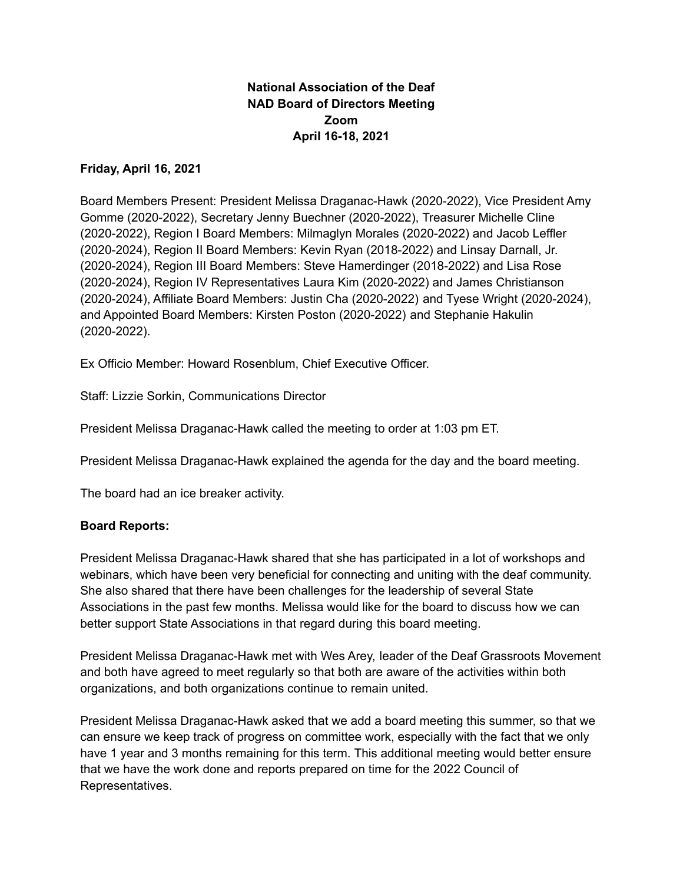**National Association of the Deaf**
**NAD Board of Directors Meeting**
**Zoom**
**April 16-18, 2021**

**Friday, April 16, 2021**

Board Members Present: President Melissa Draganac-Hawk (2020-2022), Vice President Amy Gomme (2020-2022), Secretary Jenny Buechner (2020-2022), Treasurer Michelle Cline (2020-2022), Region I Board Members: Milmaglyn Morales (2020-2022) and Jacob Leffler (2020-2024), Region II Board Members: Kevin Ryan (2018-2022) and Linsay Darnall, Jr. (2020-2024), Region III Board Members: Steve Hamerdinger (2018-2022) and Lisa Rose (2020-2024), Region IV Representatives Laura Kim (2020-2022) and James Christianson (2020-2024), Affiliate Board Members: Justin Cha (2020-2022) and Tyese Wright (2020-2024), and Appointed Board Members: Kirsten Poston (2020-2022) and Stephanie Hakulin (2020-2022).

Ex Officio Member: Howard Rosenblum, Chief Executive Officer.

Staff: Lizzie Sorkin, Communications Director

President Melissa Draganac-Hawk called the meeting to order at 1:03 pm ET.

President Melissa Draganac-Hawk explained the agenda for the day and the board meeting.

The board had an ice breaker activity.

**Board Reports:**

President Melissa Draganac-Hawk shared that she has participated in a lot of workshops and webinars, which have been very beneficial for connecting and uniting with the deaf community. She also shared that there have been challenges for the leadership of several State Associations in the past few months. Melissa would like for the board to discuss how we can better support State Associations in that regard during this board meeting.

President Melissa Draganac-Hawk met with Wes Arey, leader of the Deaf Grassroots Movement and both have agreed to meet regularly so that both are aware of the activities within both organizations, and both organizations continue to remain united.

President Melissa Draganac-Hawk asked that we add a board meeting this summer, so that we can ensure we keep track of progress on committee work, especially with the fact that we only have 1 year and 3 months remaining for this term. This additional meeting would better ensure that we have the work done and reports prepared on time for the 2022 Council of Representatives.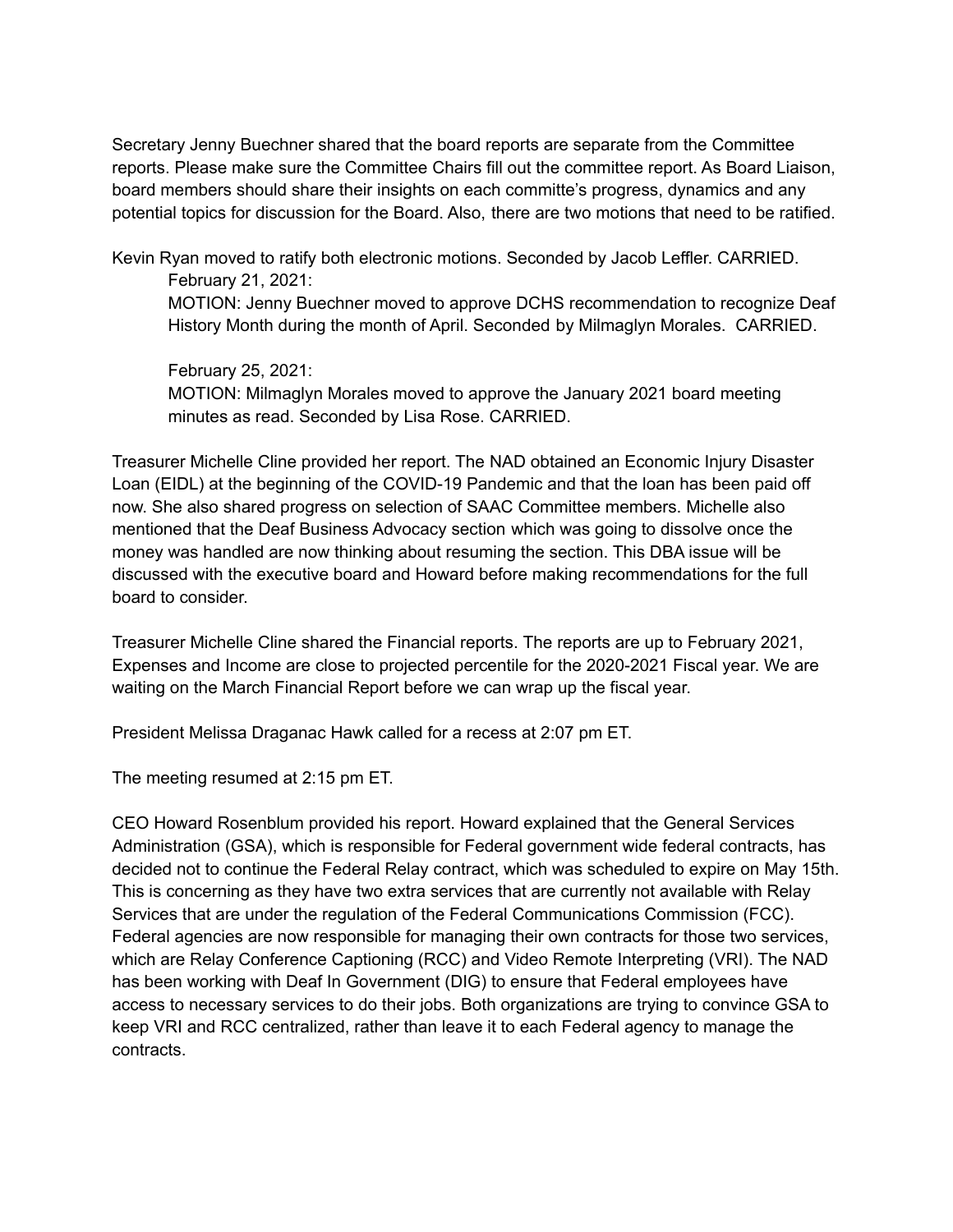Secretary Jenny Buechner shared that the board reports are separate from the Committee reports. Please make sure the Committee Chairs fill out the committee report. As Board Liaison, board members should share their insights on each committe's progress, dynamics and any potential topics for discussion for the Board. Also, there are two motions that need to be ratified.

Kevin Ryan moved to ratify both electronic motions. Seconded by Jacob Leffler. CARRIED.

> February 21, 2021:
> MOTION: Jenny Buechner moved to approve DCHS recommendation to recognize Deaf History Month during the month of April. Seconded by Milmaglyn Morales. CARRIED.
>
> February 25, 2021:
> MOTION: Milmaglyn Morales moved to approve the January 2021 board meeting minutes as read. Seconded by Lisa Rose. CARRIED.

Treasurer Michelle Cline provided her report. The NAD obtained an Economic Injury Disaster Loan (EIDL) at the beginning of the COVID-19 Pandemic and that the loan has been paid off now. She also shared progress on selection of SAAC Committee members. Michelle also mentioned that the Deaf Business Advocacy section which was going to dissolve once the money was handled are now thinking about resuming the section. This DBA issue will be discussed with the executive board and Howard before making recommendations for the full board to consider.

Treasurer Michelle Cline shared the Financial reports. The reports are up to February 2021, Expenses and Income are close to projected percentile for the 2020-2021 Fiscal year. We are waiting on the March Financial Report before we can wrap up the fiscal year.

President Melissa Draganac Hawk called for a recess at 2:07 pm ET.

The meeting resumed at 2:15 pm ET.

CEO Howard Rosenblum provided his report. Howard explained that the General Services Administration (GSA), which is responsible for Federal government wide federal contracts, has decided not to continue the Federal Relay contract, which was scheduled to expire on May 15th. This is concerning as they have two extra services that are currently not available with Relay Services that are under the regulation of the Federal Communications Commission (FCC). Federal agencies are now responsible for managing their own contracts for those two services, which are Relay Conference Captioning (RCC) and Video Remote Interpreting (VRI). The NAD has been working with Deaf In Government (DIG) to ensure that Federal employees have access to necessary services to do their jobs. Both organizations are trying to convince GSA to keep VRI and RCC centralized, rather than leave it to each Federal agency to manage the contracts.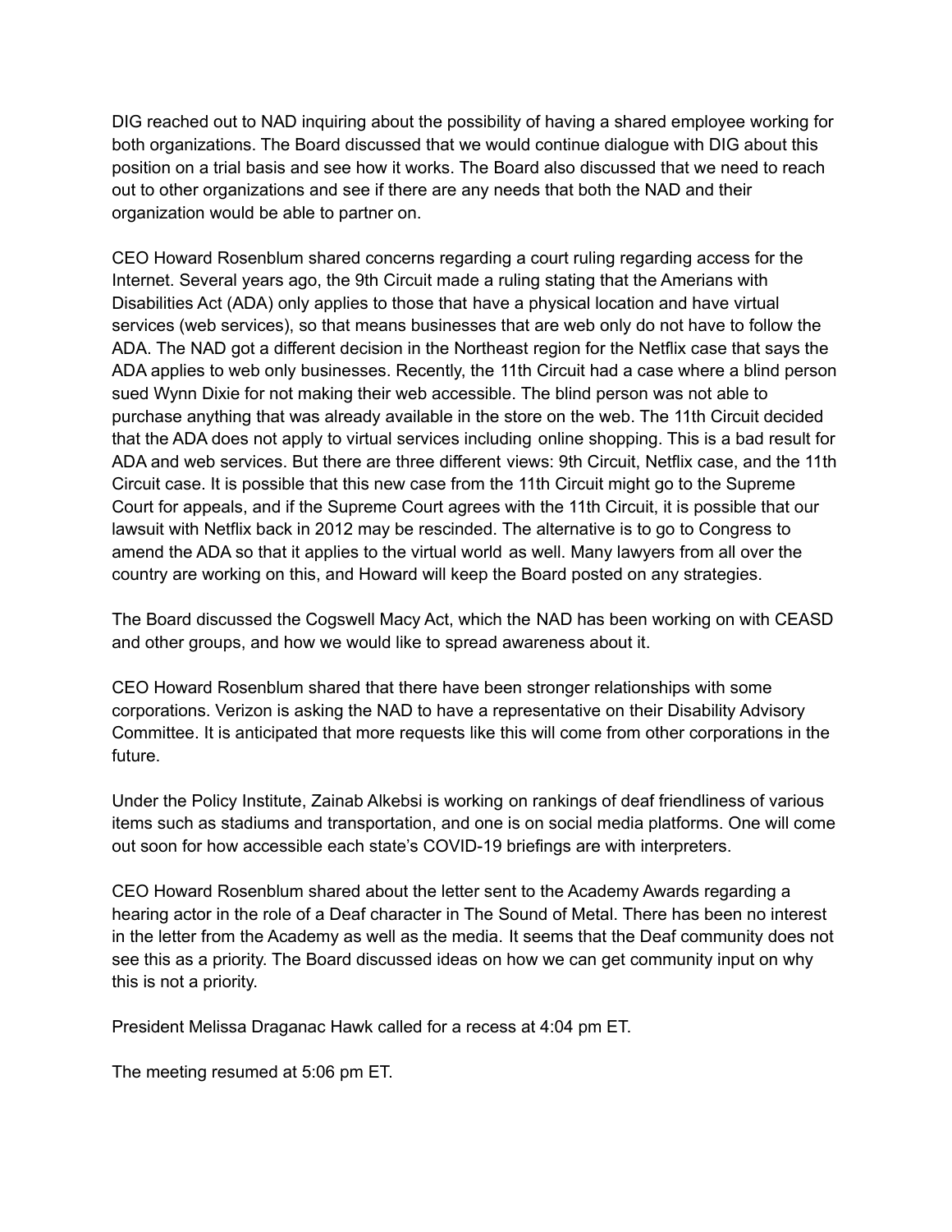DIG reached out to NAD inquiring about the possibility of having a shared employee working for both organizations. The Board discussed that we would continue dialogue with DIG about this position on a trial basis and see how it works. The Board also discussed that we need to reach out to other organizations and see if there are any needs that both the NAD and their organization would be able to partner on.

CEO Howard Rosenblum shared concerns regarding a court ruling regarding access for the Internet. Several years ago, the 9th Circuit made a ruling stating that the Amerians with Disabilities Act (ADA) only applies to those that have a physical location and have virtual services (web services), so that means businesses that are web only do not have to follow the ADA. The NAD got a different decision in the Northeast region for the Netflix case that says the ADA applies to web only businesses. Recently, the 11th Circuit had a case where a blind person sued Wynn Dixie for not making their web accessible. The blind person was not able to purchase anything that was already available in the store on the web. The 11th Circuit decided that the ADA does not apply to virtual services including online shopping. This is a bad result for ADA and web services. But there are three different views: 9th Circuit, Netflix case, and the 11th Circuit case. It is possible that this new case from the 11th Circuit might go to the Supreme Court for appeals, and if the Supreme Court agrees with the 11th Circuit, it is possible that our lawsuit with Netflix back in 2012 may be rescinded. The alternative is to go to Congress to amend the ADA so that it applies to the virtual world as well. Many lawyers from all over the country are working on this, and Howard will keep the Board posted on any strategies.

The Board discussed the Cogswell Macy Act, which the NAD has been working on with CEASD and other groups, and how we would like to spread awareness about it.

CEO Howard Rosenblum shared that there have been stronger relationships with some corporations. Verizon is asking the NAD to have a representative on their Disability Advisory Committee. It is anticipated that more requests like this will come from other corporations in the future.

Under the Policy Institute, Zainab Alkebsi is working on rankings of deaf friendliness of various items such as stadiums and transportation, and one is on social media platforms. One will come out soon for how accessible each state's COVID-19 briefings are with interpreters.

CEO Howard Rosenblum shared about the letter sent to the Academy Awards regarding a hearing actor in the role of a Deaf character in The Sound of Metal. There has been no interest in the letter from the Academy as well as the media. It seems that the Deaf community does not see this as a priority. The Board discussed ideas on how we can get community input on why this is not a priority.

President Melissa Draganac Hawk called for a recess at 4:04 pm ET.

The meeting resumed at 5:06 pm ET.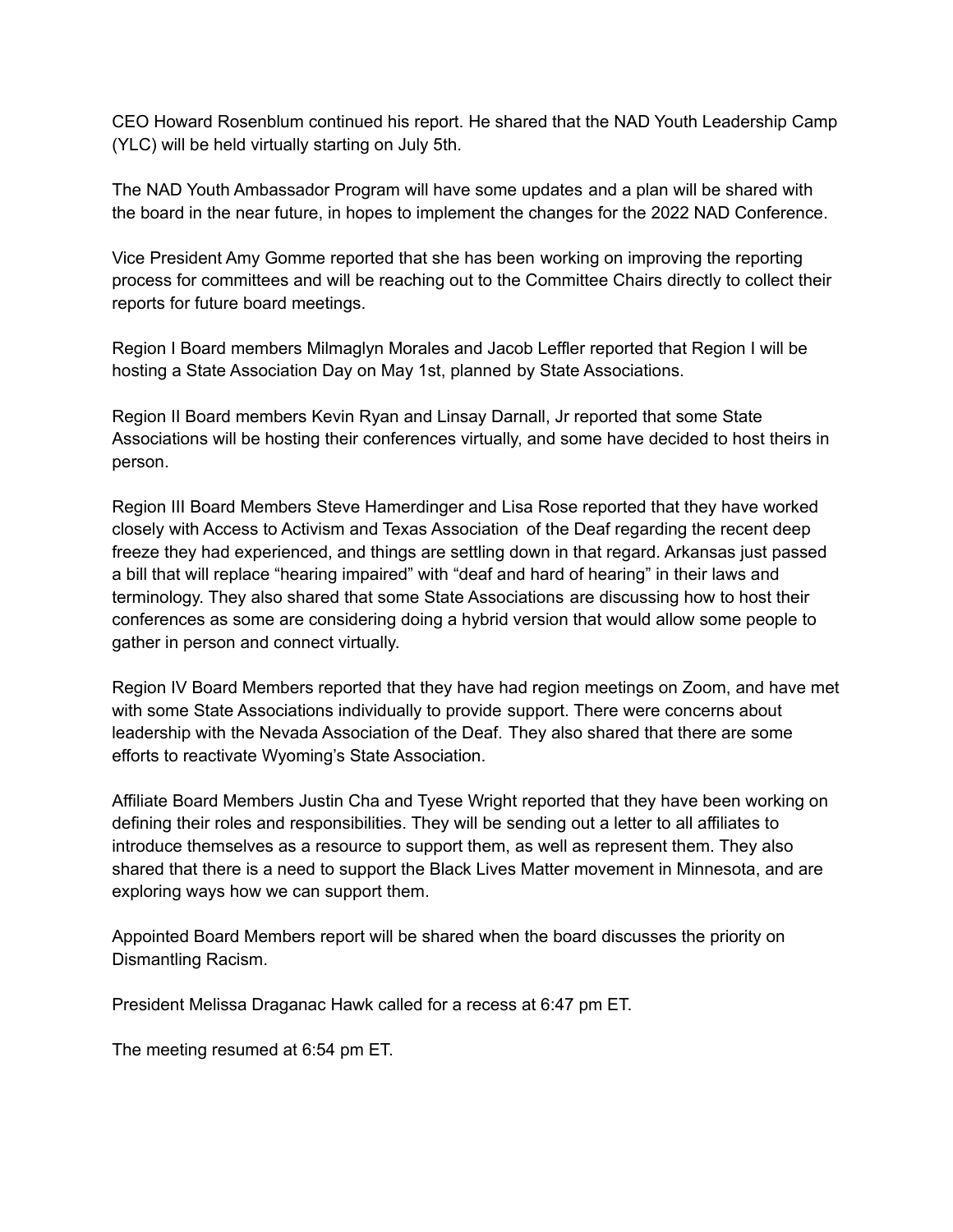CEO Howard Rosenblum continued his report. He shared that the NAD Youth Leadership Camp (YLC) will be held virtually starting on July 5th.

The NAD Youth Ambassador Program will have some updates and a plan will be shared with the board in the near future, in hopes to implement the changes for the 2022 NAD Conference.

Vice President Amy Gomme reported that she has been working on improving the reporting process for committees and will be reaching out to the Committee Chairs directly to collect their reports for future board meetings.

Region I Board members Milmaglyn Morales and Jacob Leffler reported that Region I will be hosting a State Association Day on May 1st, planned by State Associations.

Region II Board members Kevin Ryan and Linsay Darnall, Jr reported that some State Associations will be hosting their conferences virtually, and some have decided to host theirs in person.

Region III Board Members Steve Hamerdinger and Lisa Rose reported that they have worked closely with Access to Activism and Texas Association of the Deaf regarding the recent deep freeze they had experienced, and things are settling down in that regard. Arkansas just passed a bill that will replace "hearing impaired" with "deaf and hard of hearing" in their laws and terminology. They also shared that some State Associations are discussing how to host their conferences as some are considering doing a hybrid version that would allow some people to gather in person and connect virtually.

Region IV Board Members reported that they have had region meetings on Zoom, and have met with some State Associations individually to provide support. There were concerns about leadership with the Nevada Association of the Deaf. They also shared that there are some efforts to reactivate Wyoming's State Association.

Affiliate Board Members Justin Cha and Tyese Wright reported that they have been working on defining their roles and responsibilities. They will be sending out a letter to all affiliates to introduce themselves as a resource to support them, as well as represent them. They also shared that there is a need to support the Black Lives Matter movement in Minnesota, and are exploring ways how we can support them.

Appointed Board Members report will be shared when the board discusses the priority on Dismantling Racism.

President Melissa Draganac Hawk called for a recess at 6:47 pm ET.

The meeting resumed at 6:54 pm ET.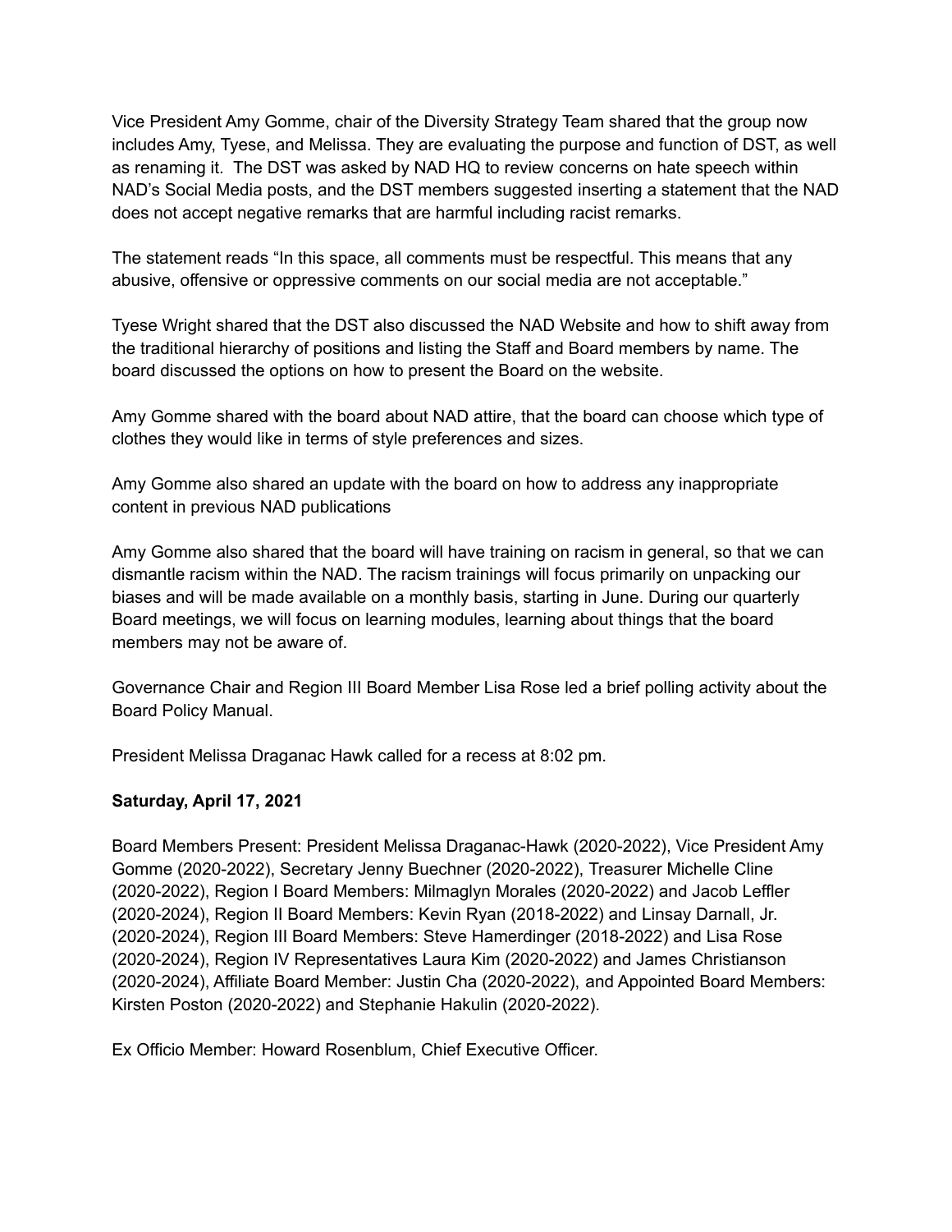Vice President Amy Gomme, chair of the Diversity Strategy Team shared that the group now includes Amy, Tyese, and Melissa. They are evaluating the purpose and function of DST, as well as renaming it. The DST was asked by NAD HQ to review concerns on hate speech within NAD's Social Media posts, and the DST members suggested inserting a statement that the NAD does not accept negative remarks that are harmful including racist remarks.

The statement reads "In this space, all comments must be respectful. This means that any abusive, offensive or oppressive comments on our social media are not acceptable."

Tyese Wright shared that the DST also discussed the NAD Website and how to shift away from the traditional hierarchy of positions and listing the Staff and Board members by name. The board discussed the options on how to present the Board on the website.

Amy Gomme shared with the board about NAD attire, that the board can choose which type of clothes they would like in terms of style preferences and sizes.

Amy Gomme also shared an update with the board on how to address any inappropriate content in previous NAD publications

Amy Gomme also shared that the board will have training on racism in general, so that we can dismantle racism within the NAD. The racism trainings will focus primarily on unpacking our biases and will be made available on a monthly basis, starting in June. During our quarterly Board meetings, we will focus on learning modules, learning about things that the board members may not be aware of.

Governance Chair and Region III Board Member Lisa Rose led a brief polling activity about the Board Policy Manual.

President Melissa Draganac Hawk called for a recess at 8:02 pm.

**Saturday, April 17, 2021**

Board Members Present: President Melissa Draganac-Hawk (2020-2022), Vice President Amy Gomme (2020-2022), Secretary Jenny Buechner (2020-2022), Treasurer Michelle Cline (2020-2022), Region I Board Members: Milmaglyn Morales (2020-2022) and Jacob Leffler (2020-2024), Region II Board Members: Kevin Ryan (2018-2022) and Linsay Darnall, Jr. (2020-2024), Region III Board Members: Steve Hamerdinger (2018-2022) and Lisa Rose (2020-2024), Region IV Representatives Laura Kim (2020-2022) and James Christianson (2020-2024), Affiliate Board Member: Justin Cha (2020-2022), and Appointed Board Members: Kirsten Poston (2020-2022) and Stephanie Hakulin (2020-2022).

Ex Officio Member: Howard Rosenblum, Chief Executive Officer.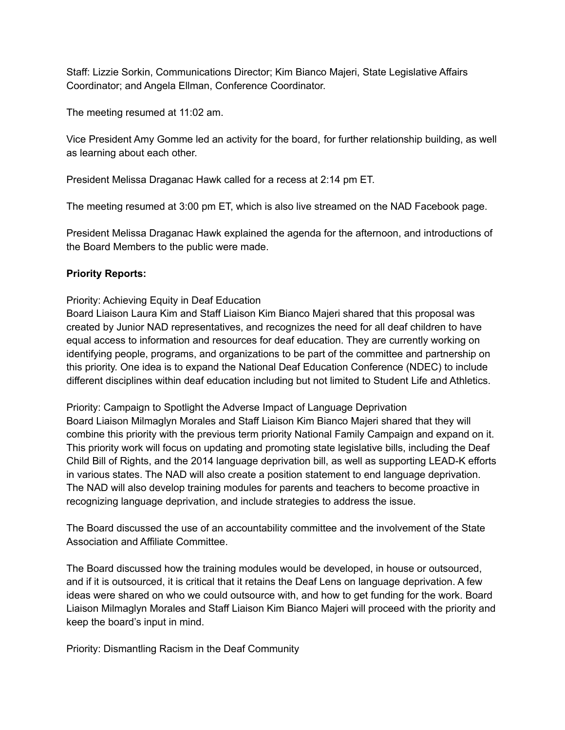Staff: Lizzie Sorkin, Communications Director; Kim Bianco Majeri, State Legislative Affairs Coordinator; and Angela Ellman, Conference Coordinator.

The meeting resumed at 11:02 am.

Vice President Amy Gomme led an activity for the board, for further relationship building, as well as learning about each other.

President Melissa Draganac Hawk called for a recess at 2:14 pm ET.

The meeting resumed at 3:00 pm ET, which is also live streamed on the NAD Facebook page.

President Melissa Draganac Hawk explained the agenda for the afternoon, and introductions of the Board Members to the public were made.

**Priority Reports:**

Priority: Achieving Equity in Deaf Education
Board Liaison Laura Kim and Staff Liaison Kim Bianco Majeri shared that this proposal was created by Junior NAD representatives, and recognizes the need for all deaf children to have equal access to information and resources for deaf education. They are currently working on identifying people, programs, and organizations to be part of the committee and partnership on this priority. One idea is to expand the National Deaf Education Conference (NDEC) to include different disciplines within deaf education including but not limited to Student Life and Athletics.

Priority: Campaign to Spotlight the Adverse Impact of Language Deprivation
Board Liaison Milmaglyn Morales and Staff Liaison Kim Bianco Majeri shared that they will combine this priority with the previous term priority National Family Campaign and expand on it. This priority work will focus on updating and promoting state legislative bills, including the Deaf Child Bill of Rights, and the 2014 language deprivation bill, as well as supporting LEAD-K efforts in various states. The NAD will also create a position statement to end language deprivation. The NAD will also develop training modules for parents and teachers to become proactive in recognizing language deprivation, and include strategies to address the issue.

The Board discussed the use of an accountability committee and the involvement of the State Association and Affiliate Committee.

The Board discussed how the training modules would be developed, in house or outsourced, and if it is outsourced, it is critical that it retains the Deaf Lens on language deprivation. A few ideas were shared on who we could outsource with, and how to get funding for the work. Board Liaison Milmaglyn Morales and Staff Liaison Kim Bianco Majeri will proceed with the priority and keep the board's input in mind.

Priority: Dismantling Racism in the Deaf Community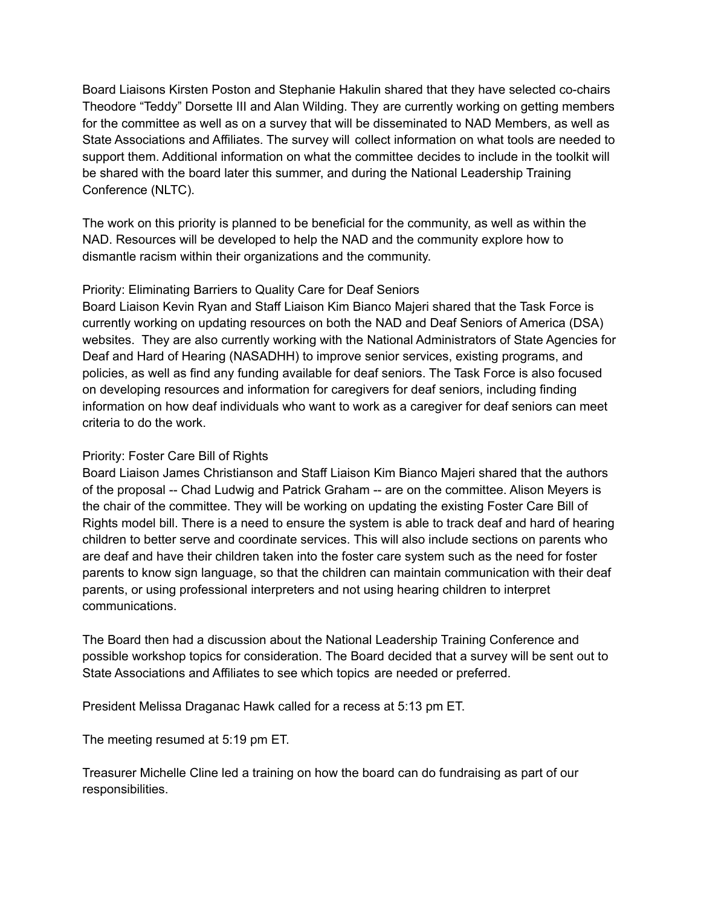Board Liaisons Kirsten Poston and Stephanie Hakulin shared that they have selected co-chairs Theodore “Teddy” Dorsette III and Alan Wilding. They are currently working on getting members for the committee as well as on a survey that will be disseminated to NAD Members, as well as State Associations and Affiliates. The survey will collect information on what tools are needed to support them. Additional information on what the committee decides to include in the toolkit will be shared with the board later this summer, and during the National Leadership Training Conference (NLTC).

The work on this priority is planned to be beneficial for the community, as well as within the NAD. Resources will be developed to help the NAD and the community explore how to dismantle racism within their organizations and the community.

Priority: Eliminating Barriers to Quality Care for Deaf Seniors
Board Liaison Kevin Ryan and Staff Liaison Kim Bianco Majeri shared that the Task Force is currently working on updating resources on both the NAD and Deaf Seniors of America (DSA) websites. They are also currently working with the National Administrators of State Agencies for Deaf and Hard of Hearing (NASADHH) to improve senior services, existing programs, and policies, as well as find any funding available for deaf seniors. The Task Force is also focused on developing resources and information for caregivers for deaf seniors, including finding information on how deaf individuals who want to work as a caregiver for deaf seniors can meet criteria to do the work.

Priority: Foster Care Bill of Rights
Board Liaison James Christianson and Staff Liaison Kim Bianco Majeri shared that the authors of the proposal -- Chad Ludwig and Patrick Graham -- are on the committee. Alison Meyers is the chair of the committee. They will be working on updating the existing Foster Care Bill of Rights model bill. There is a need to ensure the system is able to track deaf and hard of hearing children to better serve and coordinate services. This will also include sections on parents who are deaf and have their children taken into the foster care system such as the need for foster parents to know sign language, so that the children can maintain communication with their deaf parents, or using professional interpreters and not using hearing children to interpret communications.

The Board then had a discussion about the National Leadership Training Conference and possible workshop topics for consideration. The Board decided that a survey will be sent out to State Associations and Affiliates to see which topics are needed or preferred.

President Melissa Draganac Hawk called for a recess at 5:13 pm ET.

The meeting resumed at 5:19 pm ET.

Treasurer Michelle Cline led a training on how the board can do fundraising as part of our responsibilities.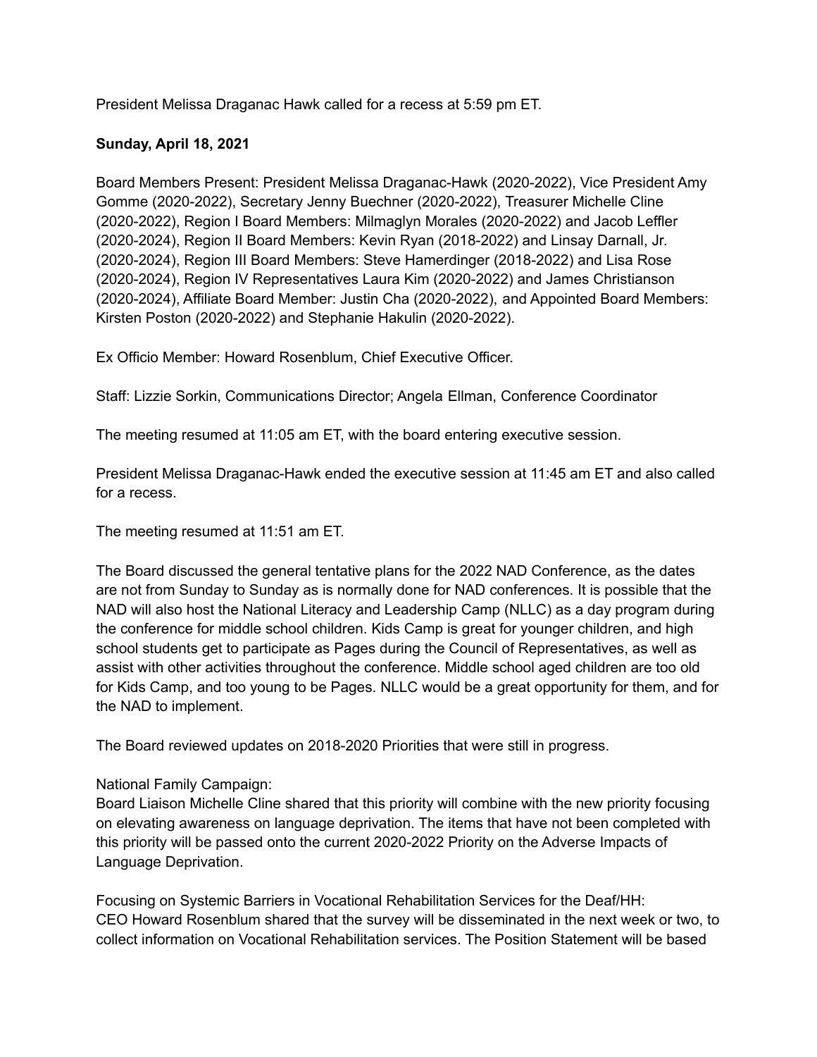President Melissa Draganac Hawk called for a recess at 5:59 pm ET.

**Sunday, April 18, 2021**

Board Members Present: President Melissa Draganac-Hawk (2020-2022), Vice President Amy Gomme (2020-2022), Secretary Jenny Buechner (2020-2022), Treasurer Michelle Cline (2020-2022), Region I Board Members: Milmaglyn Morales (2020-2022) and Jacob Leffler (2020-2024), Region II Board Members: Kevin Ryan (2018-2022) and Linsay Darnall, Jr. (2020-2024), Region III Board Members: Steve Hamerdinger (2018-2022) and Lisa Rose (2020-2024), Region IV Representatives Laura Kim (2020-2022) and James Christianson (2020-2024), Affiliate Board Member: Justin Cha (2020-2022), and Appointed Board Members: Kirsten Poston (2020-2022) and Stephanie Hakulin (2020-2022).

Ex Officio Member: Howard Rosenblum, Chief Executive Officer.

Staff: Lizzie Sorkin, Communications Director; Angela Ellman, Conference Coordinator

The meeting resumed at 11:05 am ET, with the board entering executive session.

President Melissa Draganac-Hawk ended the executive session at 11:45 am ET and also called for a recess.

The meeting resumed at 11:51 am ET.

The Board discussed the general tentative plans for the 2022 NAD Conference, as the dates are not from Sunday to Sunday as is normally done for NAD conferences. It is possible that the NAD will also host the National Literacy and Leadership Camp (NLLC) as a day program during the conference for middle school children. Kids Camp is great for younger children, and high school students get to participate as Pages during the Council of Representatives, as well as assist with other activities throughout the conference. Middle school aged children are too old for Kids Camp, and too young to be Pages. NLLC would be a great opportunity for them, and for the NAD to implement.

The Board reviewed updates on 2018-2020 Priorities that were still in progress.

National Family Campaign:
Board Liaison Michelle Cline shared that this priority will combine with the new priority focusing on elevating awareness on language deprivation. The items that have not been completed with this priority will be passed onto the current 2020-2022 Priority on the Adverse Impacts of Language Deprivation.

Focusing on Systemic Barriers in Vocational Rehabilitation Services for the Deaf/HH:
CEO Howard Rosenblum shared that the survey will be disseminated in the next week or two, to collect information on Vocational Rehabilitation services. The Position Statement will be based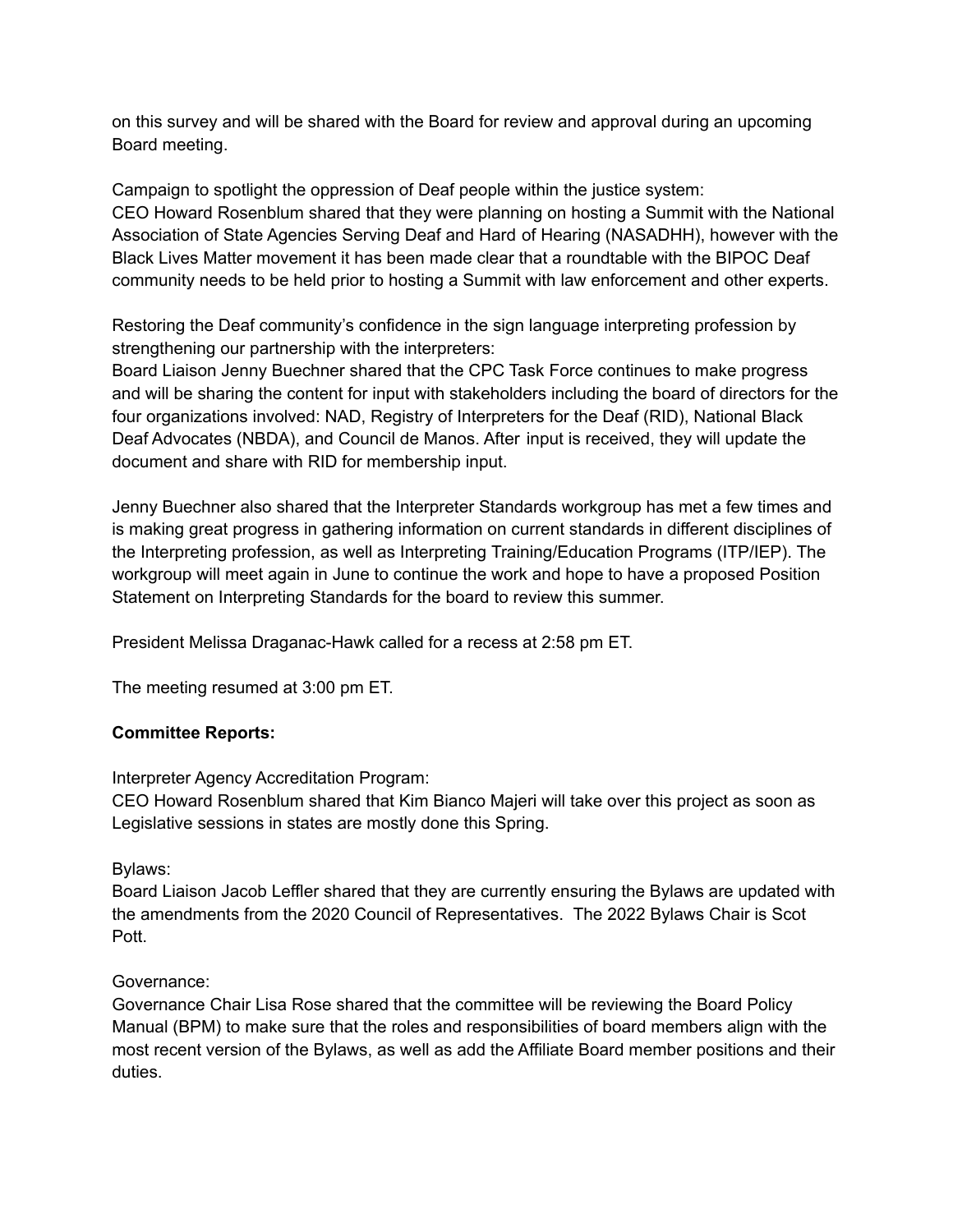on this survey and will be shared with the Board for review and approval during an upcoming Board meeting.

Campaign to spotlight the oppression of Deaf people within the justice system:
CEO Howard Rosenblum shared that they were planning on hosting a Summit with the National Association of State Agencies Serving Deaf and Hard of Hearing (NASADHH), however with the Black Lives Matter movement it has been made clear that a roundtable with the BIPOC Deaf community needs to be held prior to hosting a Summit with law enforcement and other experts.

Restoring the Deaf community's confidence in the sign language interpreting profession by strengthening our partnership with the interpreters:
Board Liaison Jenny Buechner shared that the CPC Task Force continues to make progress and will be sharing the content for input with stakeholders including the board of directors for the four organizations involved: NAD, Registry of Interpreters for the Deaf (RID), National Black Deaf Advocates (NBDA), and Council de Manos. After input is received, they will update the document and share with RID for membership input.

Jenny Buechner also shared that the Interpreter Standards workgroup has met a few times and is making great progress in gathering information on current standards in different disciplines of the Interpreting profession, as well as Interpreting Training/Education Programs (ITP/IEP). The workgroup will meet again in June to continue the work and hope to have a proposed Position Statement on Interpreting Standards for the board to review this summer.

President Melissa Draganac-Hawk called for a recess at 2:58 pm ET.

The meeting resumed at 3:00 pm ET.

**Committee Reports:**

Interpreter Agency Accreditation Program:
CEO Howard Rosenblum shared that Kim Bianco Majeri will take over this project as soon as Legislative sessions in states are mostly done this Spring.

Bylaws:
Board Liaison Jacob Leffler shared that they are currently ensuring the Bylaws are updated with the amendments from the 2020 Council of Representatives. The 2022 Bylaws Chair is Scot Pott.

Governance:
Governance Chair Lisa Rose shared that the committee will be reviewing the Board Policy Manual (BPM) to make sure that the roles and responsibilities of board members align with the most recent version of the Bylaws, as well as add the Affiliate Board member positions and their duties.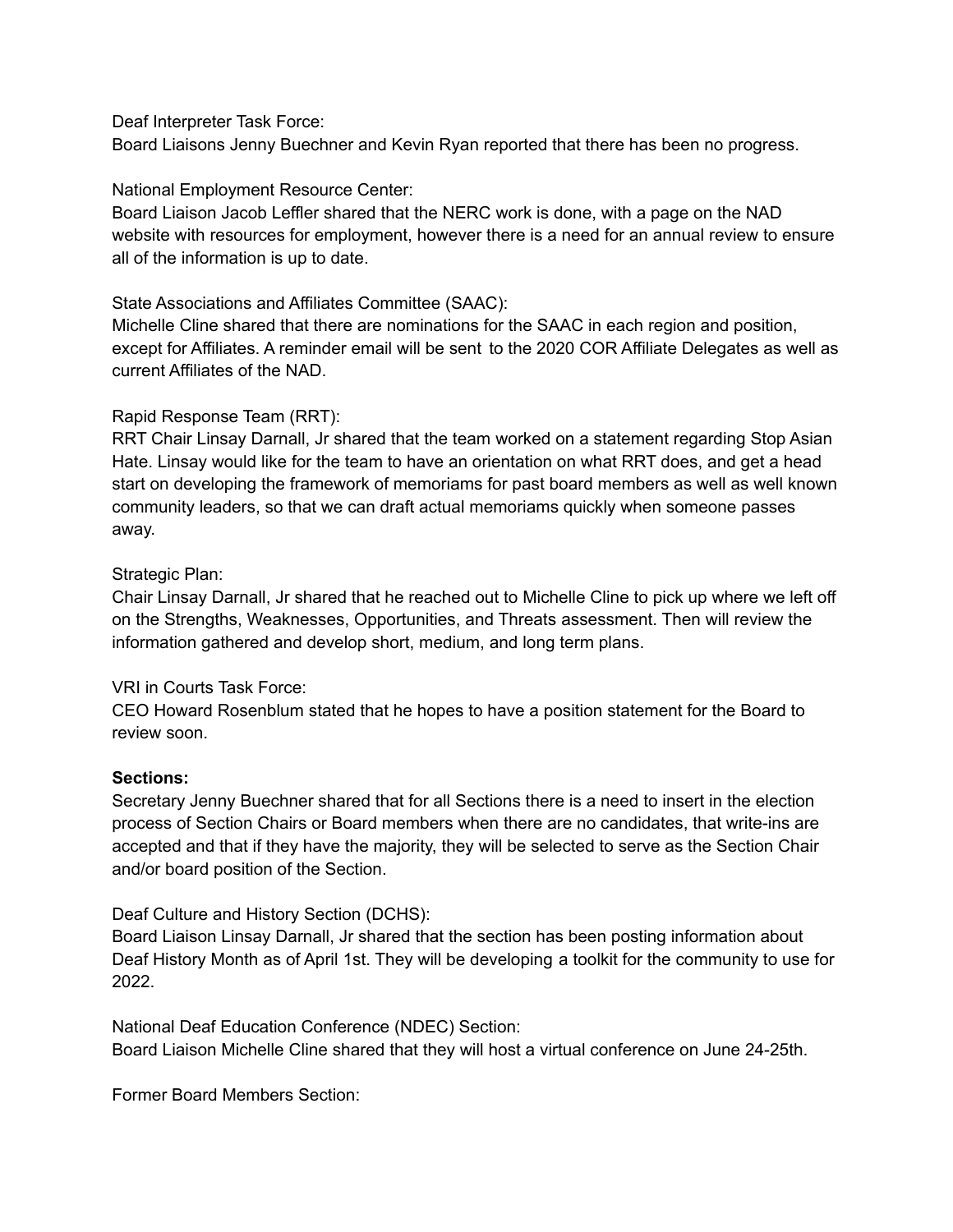Deaf Interpreter Task Force:
Board Liaisons Jenny Buechner and Kevin Ryan reported that there has been no progress.

National Employment Resource Center:
Board Liaison Jacob Leffler shared that the NERC work is done, with a page on the NAD website with resources for employment, however there is a need for an annual review to ensure all of the information is up to date.

State Associations and Affiliates Committee (SAAC):
Michelle Cline shared that there are nominations for the SAAC in each region and position, except for Affiliates. A reminder email will be sent to the 2020 COR Affiliate Delegates as well as current Affiliates of the NAD.

Rapid Response Team (RRT):
RRT Chair Linsay Darnall, Jr shared that the team worked on a statement regarding Stop Asian Hate. Linsay would like for the team to have an orientation on what RRT does, and get a head start on developing the framework of memoriams for past board members as well as well known community leaders, so that we can draft actual memoriams quickly when someone passes away.

Strategic Plan:
Chair Linsay Darnall, Jr shared that he reached out to Michelle Cline to pick up where we left off on the Strengths, Weaknesses, Opportunities, and Threats assessment. Then will review the information gathered and develop short, medium, and long term plans.

VRI in Courts Task Force:
CEO Howard Rosenblum stated that he hopes to have a position statement for the Board to review soon.

**Sections:**
Secretary Jenny Buechner shared that for all Sections there is a need to insert in the election process of Section Chairs or Board members when there are no candidates, that write-ins are accepted and that if they have the majority, they will be selected to serve as the Section Chair and/or board position of the Section.

Deaf Culture and History Section (DCHS):
Board Liaison Linsay Darnall, Jr shared that the section has been posting information about Deaf History Month as of April 1st. They will be developing a toolkit for the community to use for 2022.

National Deaf Education Conference (NDEC) Section:
Board Liaison Michelle Cline shared that they will host a virtual conference on June 24-25th.

Former Board Members Section: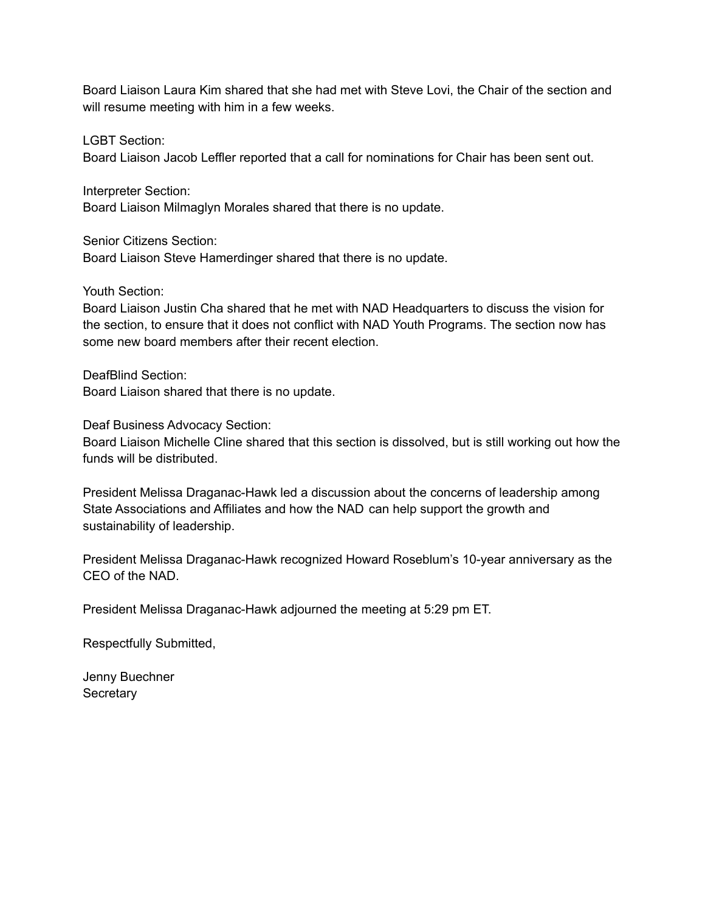Board Liaison Laura Kim shared that she had met with Steve Lovi, the Chair of the section and will resume meeting with him in a few weeks.

LGBT Section:
Board Liaison Jacob Leffler reported that a call for nominations for Chair has been sent out.

Interpreter Section:
Board Liaison Milmaglyn Morales shared that there is no update.

Senior Citizens Section:
Board Liaison Steve Hamerdinger shared that there is no update.

Youth Section:
Board Liaison Justin Cha shared that he met with NAD Headquarters to discuss the vision for the section, to ensure that it does not conflict with NAD Youth Programs. The section now has some new board members after their recent election.

DeafBlind Section:
Board Liaison shared that there is no update.

Deaf Business Advocacy Section:
Board Liaison Michelle Cline shared that this section is dissolved, but is still working out how the funds will be distributed.

President Melissa Draganac-Hawk led a discussion about the concerns of leadership among State Associations and Affiliates and how the NAD can help support the growth and sustainability of leadership.

President Melissa Draganac-Hawk recognized Howard Roseblum's 10-year anniversary as the CEO of the NAD.

President Melissa Draganac-Hawk adjourned the meeting at 5:29 pm ET.

Respectfully Submitted,

Jenny Buechner
Secretary